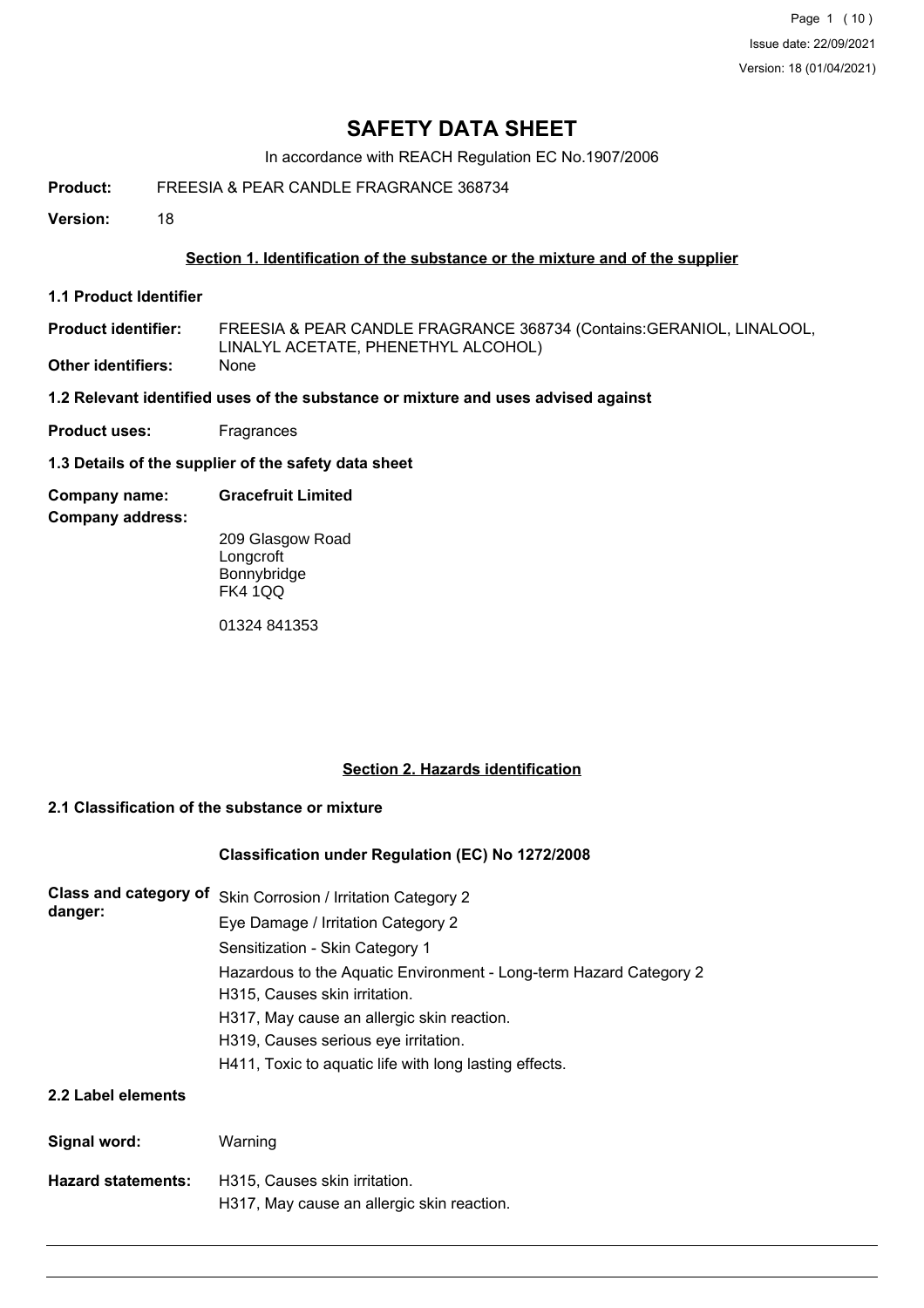# SAFETY DATA SHEET

In accordance with REACH Regulation EC No.1907/2006

**Product:** FREESIA & PEAR CANDLE FRAGRANCE 368734

**Version:** 18

## Section 1. Identification of the substance or the mixture and of the supplier

### 1.1 Product Identifier

**Product identifier:** FREESIA & PEAR CANDLE FRAGRANCE 368734 (Contains:GERANIOL, LINALOOL, LINALYL ACETATE, PHENETHYL ALCOHOL)

**Other identifiers:** None

### 1.2 Relevant identified uses of the substance or mixture and uses advised against

**Product uses:** Fragrances

### 1.3 Details of the supplier of the safety data sheet

**Company name:** **Gracefruit Limited**

**Company address:**

209 Glasgow Road
Longcroft
Bonnybridge
FK4 1QQ

01324 841353

## Section 2. Hazards identification

### 2.1 Classification of the substance or mixture

**Classification under Regulation (EC) No 1272/2008**

**Class and category of danger:**

Skin Corrosion / Irritation Category 2
Eye Damage / Irritation Category 2
Sensitization - Skin Category 1
Hazardous to the Aquatic Environment - Long-term Hazard Category 2
H315, Causes skin irritation.
H317, May cause an allergic skin reaction.
H319, Causes serious eye irritation.
H411, Toxic to aquatic life with long lasting effects.

### 2.2 Label elements

**Signal word:** Warning

**Hazard statements:** H315, Causes skin irritation.
H317, May cause an allergic skin reaction.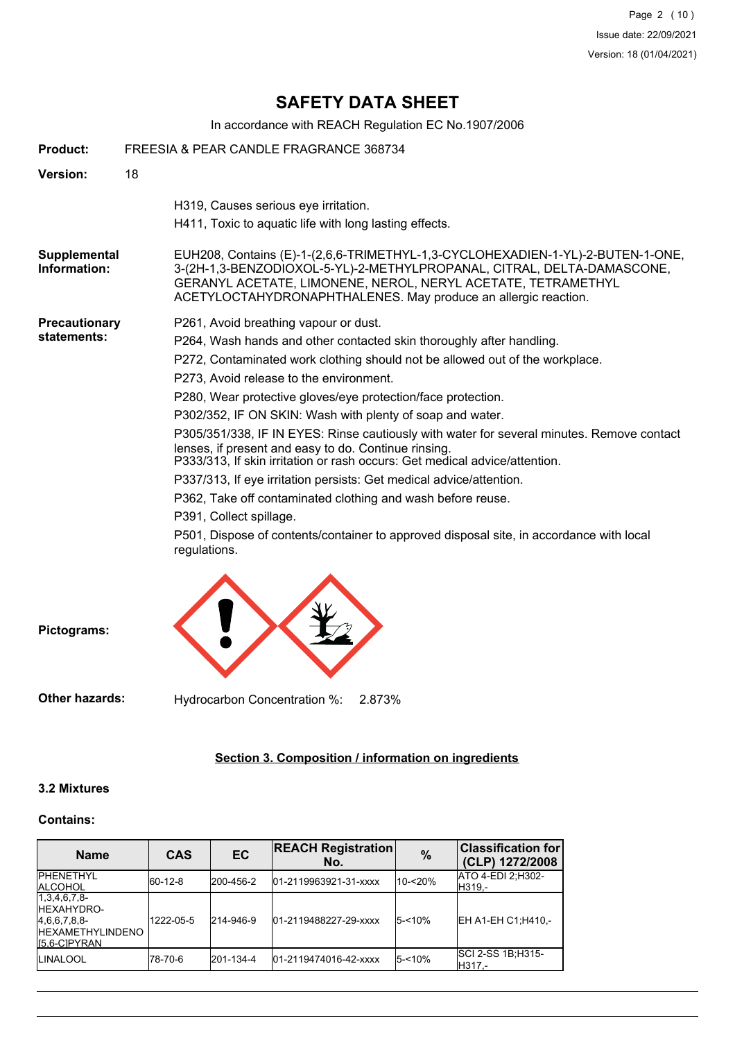# SAFETY DATA SHEET

In accordance with REACH Regulation EC No.1907/2006

**Product:** FREESIA & PEAR CANDLE FRAGRANCE 368734

**Version:** 18

H319, Causes serious eye irritation.

H411, Toxic to aquatic life with long lasting effects.

**Supplemental Information:** EUH208, Contains (E)-1-(2,6,6-TRIMETHYL-1,3-CYCLOHEXADIEN-1-YL)-2-BUTEN-1-ONE, 3-(2H-1,3-BENZODIOXOL-5-YL)-2-METHYLPROPANAL, CITRAL, DELTA-DAMASCONE, GERANYL ACETATE, LIMONENE, NEROL, NERYL ACETATE, TETRAMETHYL ACETYLOCTAHYDRONAPHTHALENES. May produce an allergic reaction.

**Precautionary statements:**

P261, Avoid breathing vapour or dust.

P264, Wash hands and other contacted skin thoroughly after handling.

P272, Contaminated work clothing should not be allowed out of the workplace.

P273, Avoid release to the environment.

P280, Wear protective gloves/eye protection/face protection.

P302/352, IF ON SKIN: Wash with plenty of soap and water.

P305/351/338, IF IN EYES: Rinse cautiously with water for several minutes. Remove contact lenses, if present and easy to do. Continue rinsing.
P333/313, If skin irritation or rash occurs: Get medical advice/attention.

P337/313, If eye irritation persists: Get medical advice/attention.

P362, Take off contaminated clothing and wash before reuse.

P391, Collect spillage.

P501, Dispose of contents/container to approved disposal site, in accordance with local regulations.

**Pictograms:**

**Other hazards:** Hydrocarbon Concentration %: 2.873%

## Section 3. Composition / information on ingredients

### 3.2 Mixtures

**Contains:**

| Name | CAS | EC | REACH Registration No. | % | Classification for (CLP) 1272/2008 |
|---|---|---|---|---|---|
| PHENETHYL ALCOHOL | 60-12-8 | 200-456-2 | 01-2119963921-31-xxxx | 10-<20% | ATO 4-EDI 2;H302-H319,- |
| 1,3,4,6,7,8-HEXAHYDRO-4,6,6,7,8,8-HEXAMETHYLINDENO[5,6-C]PYRAN | 1222-05-5 | 214-946-9 | 01-2119488227-29-xxxx | 5-<10% | EH A1-EH C1;H410,- |
| LINALOOL | 78-70-6 | 201-134-4 | 01-2119474016-42-xxxx | 5-<10% | SCI 2-SS 1B;H315-H317,- |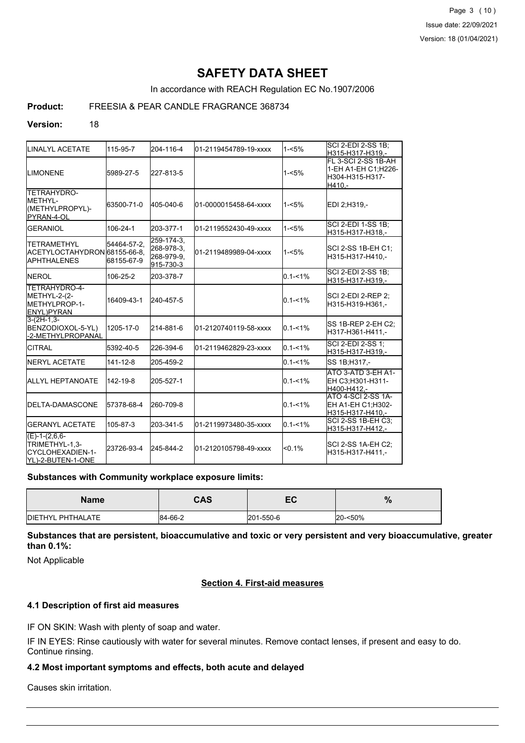# SAFETY DATA SHEET

In accordance with REACH Regulation EC No.1907/2006

**Product:** FREESIA & PEAR CANDLE FRAGRANCE 368734

**Version:** 18

| | | | | | |
|---|---|---|---|---|---|
| LINALYL ACETATE | 115-95-7 | 204-116-4 | 01-2119454789-19-xxxx | 1-<5% | SCI 2-EDI 2-SS 1B;H315-H317-H319,- |
| LIMONENE | 5989-27-5 | 227-813-5 | | 1-<5% | FL 3-SCI 2-SS 1B-AH 1-EH A1-EH C1;H226-H304-H315-H317-H410,- |
| TETRAHYDRO-METHYL-(METHYLPROPYL)-PYRAN-4-OL | 63500-71-0 | 405-040-6 | 01-0000015458-64-xxxx | 1-<5% | EDI 2;H319,- |
| GERANIOL | 106-24-1 | 203-377-1 | 01-2119552430-49-xxxx | 1-<5% | SCI 2-EDI 1-SS 1B;H315-H317-H318,- |
| TETRAMETHYL ACETYLOCTAHYDRONAPHTHALENES | 54464-57-2, 68155-66-8, 68155-67-9 | 259-174-3, 268-978-3, 268-979-9, 915-730-3 | 01-2119489989-04-xxxx | 1-<5% | SCI 2-SS 1B-EH C1;H315-H317-H410,- |
| NEROL | 106-25-2 | 203-378-7 | | 0.1-<1% | SCI 2-EDI 2-SS 1B;H315-H317-H319,- |
| TETRAHYDRO-4-METHYL-2-(2-METHYLPROP-1-ENYL)PYRAN | 16409-43-1 | 240-457-5 | | 0.1-<1% | SCI 2-EDI 2-REP 2;H315-H319-H361,- |
| 3-(2H-1,3-BENZODIOXOL-5-YL)-2-METHYLPROPANAL | 1205-17-0 | 214-881-6 | 01-2120740119-58-xxxx | 0.1-<1% | SS 1B-REP 2-EH C2;H317-H361-H411,- |
| CITRAL | 5392-40-5 | 226-394-6 | 01-2119462829-23-xxxx | 0.1-<1% | SCI 2-EDI 2-SS 1;H315-H317-H319,- |
| NERYL ACETATE | 141-12-8 | 205-459-2 | | 0.1-<1% | SS 1B;H317,- |
| ALLYL HEPTANOATE | 142-19-8 | 205-527-1 | | 0.1-<1% | ATO 3-ATD 3-EH A1-EH C3;H301-H311-H400-H412,- |
| DELTA-DAMASCONE | 57378-68-4 | 260-709-8 | | 0.1-<1% | ATO 4-SCI 2-SS 1A-EH A1-EH C1;H302-H315-H317-H410,- |
| GERANYL ACETATE | 105-87-3 | 203-341-5 | 01-2119973480-35-xxxx | 0.1-<1% | SCI 2-SS 1B-EH C3;H315-H317-H412,- |
| (E)-1-(2,6,6-TRIMETHYL-1,3-CYCLOHEXADIEN-1-YL)-2-BUTEN-1-ONE | 23726-93-4 | 245-844-2 | 01-2120105798-49-xxxx | <0.1% | SCI 2-SS 1A-EH C2;H315-H317-H411,- |

**Substances with Community workplace exposure limits:**

| Name | CAS | EC | % |
|---|---|---|---|
| DIETHYL PHTHALATE | 84-66-2 | 201-550-6 | 20-<50% |

**Substances that are persistent, bioaccumulative and toxic or very persistent and very bioaccumulative, greater than 0.1%:**

Not Applicable

## Section 4. First-aid measures

### 4.1 Description of first aid measures

IF ON SKIN: Wash with plenty of soap and water.

IF IN EYES: Rinse cautiously with water for several minutes. Remove contact lenses, if present and easy to do. Continue rinsing.

### 4.2 Most important symptoms and effects, both acute and delayed

Causes skin irritation.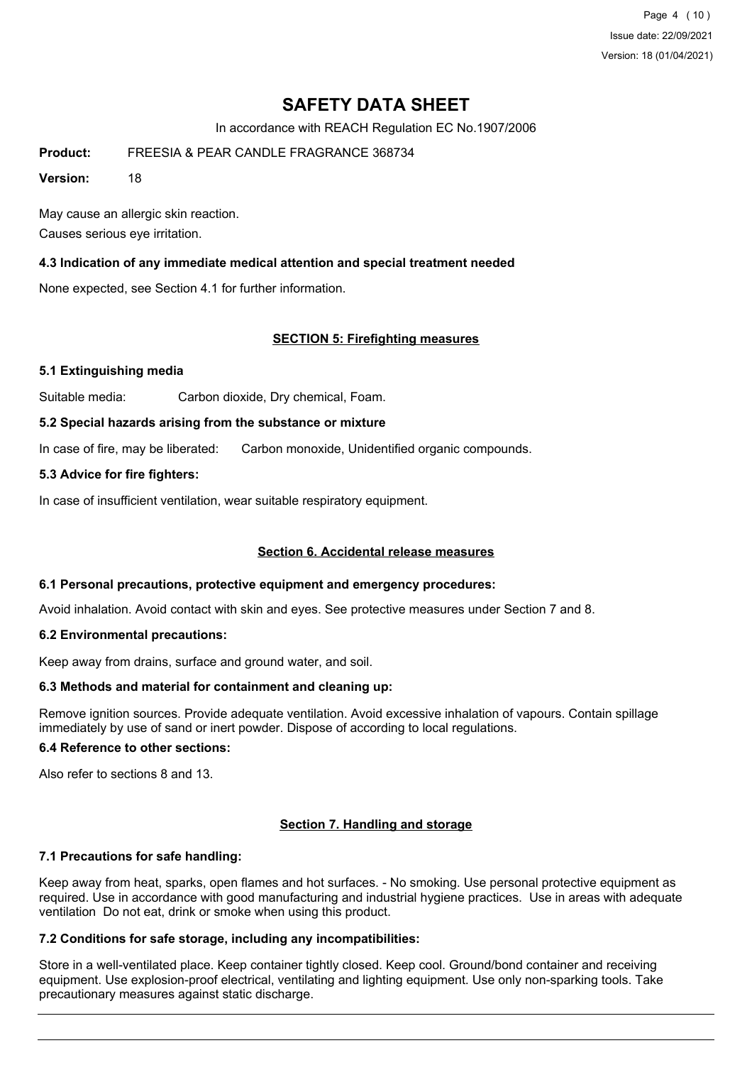May cause an allergic skin reaction.

Causes serious eye irritation.

### 4.3 Indication of any immediate medical attention and special treatment needed

None expected, see Section 4.1 for further information.

## SECTION 5: Firefighting measures

### 5.1 Extinguishing media

Suitable media: Carbon dioxide, Dry chemical, Foam.

### 5.2 Special hazards arising from the substance or mixture

In case of fire, may be liberated: Carbon monoxide, Unidentified organic compounds.

### 5.3 Advice for fire fighters:

In case of insufficient ventilation, wear suitable respiratory equipment.

## Section 6. Accidental release measures

### 6.1 Personal precautions, protective equipment and emergency procedures:

Avoid inhalation. Avoid contact with skin and eyes. See protective measures under Section 7 and 8.

### 6.2 Environmental precautions:

Keep away from drains, surface and ground water, and soil.

### 6.3 Methods and material for containment and cleaning up:

Remove ignition sources. Provide adequate ventilation. Avoid excessive inhalation of vapours. Contain spillage immediately by use of sand or inert powder. Dispose of according to local regulations.

### 6.4 Reference to other sections:

Also refer to sections 8 and 13.

## Section 7. Handling and storage

### 7.1 Precautions for safe handling:

Keep away from heat, sparks, open flames and hot surfaces. - No smoking. Use personal protective equipment as required. Use in accordance with good manufacturing and industrial hygiene practices. Use in areas with adequate ventilation Do not eat, drink or smoke when using this product.

### 7.2 Conditions for safe storage, including any incompatibilities:

Store in a well-ventilated place. Keep container tightly closed. Keep cool. Ground/bond container and receiving equipment. Use explosion-proof electrical, ventilating and lighting equipment. Use only non-sparking tools. Take precautionary measures against static discharge.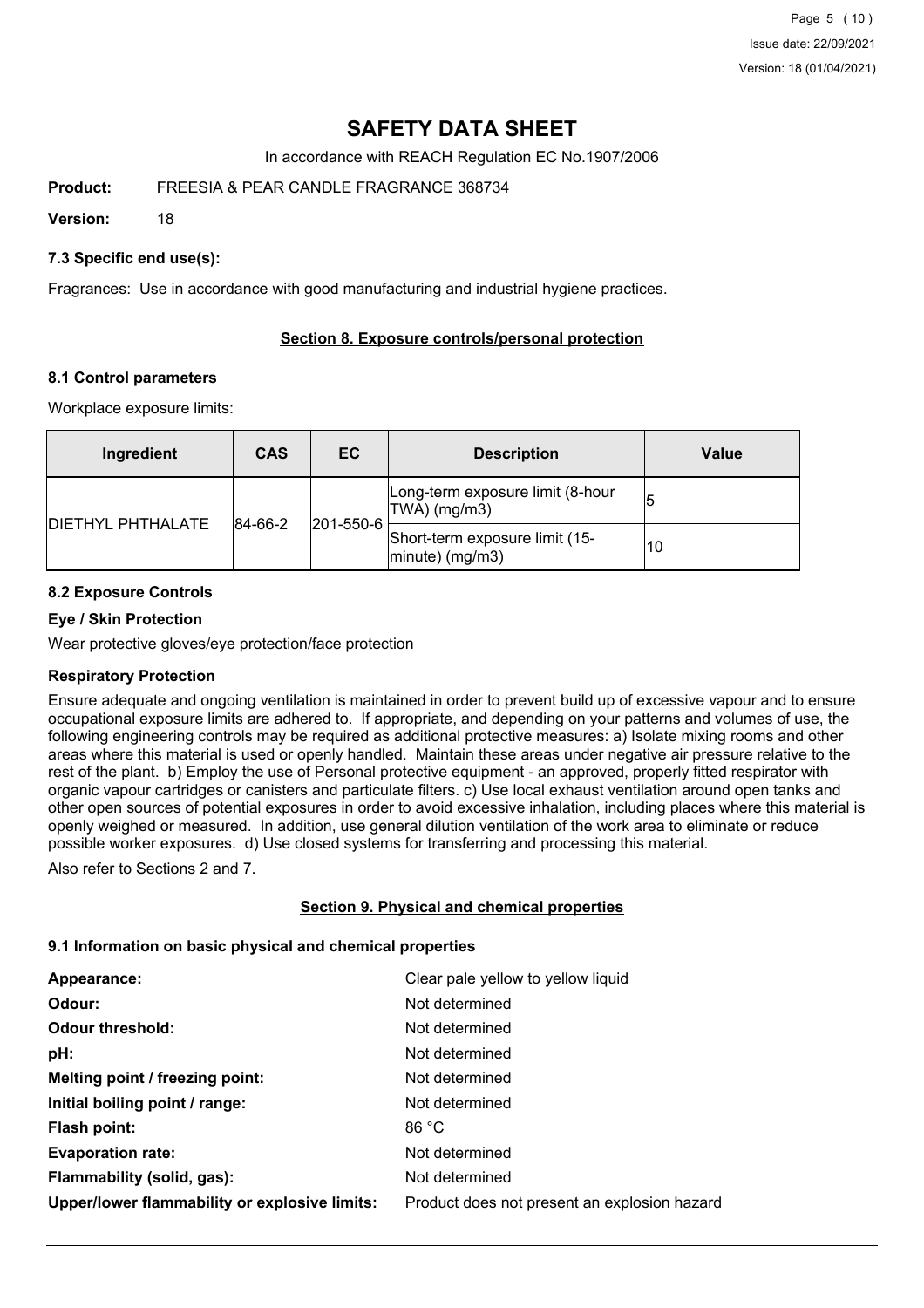# SAFETY DATA SHEET

In accordance with REACH Regulation EC No.1907/2006

**Product:** FREESIA & PEAR CANDLE FRAGRANCE 368734

**Version:** 18

### 7.3 Specific end use(s):

Fragrances: Use in accordance with good manufacturing and industrial hygiene practices.

## Section 8. Exposure controls/personal protection

### 8.1 Control parameters

Workplace exposure limits:

| Ingredient | CAS | EC | Description | Value |
|---|---|---|---|---|
| DIETHYL PHTHALATE | 84-66-2 | 201-550-6 | Long-term exposure limit (8-hour TWA) (mg/m3) | 5 |
| | | | Short-term exposure limit (15-minute) (mg/m3) | 10 |

### 8.2 Exposure Controls

**Eye / Skin Protection**

Wear protective gloves/eye protection/face protection

**Respiratory Protection**

Ensure adequate and ongoing ventilation is maintained in order to prevent build up of excessive vapour and to ensure occupational exposure limits are adhered to. If appropriate, and depending on your patterns and volumes of use, the following engineering controls may be required as additional protective measures: a) Isolate mixing rooms and other areas where this material is used or openly handled. Maintain these areas under negative air pressure relative to the rest of the plant. b) Employ the use of Personal protective equipment - an approved, properly fitted respirator with organic vapour cartridges or canisters and particulate filters. c) Use local exhaust ventilation around open tanks and other open sources of potential exposures in order to avoid excessive inhalation, including places where this material is openly weighed or measured. In addition, use general dilution ventilation of the work area to eliminate or reduce possible worker exposures. d) Use closed systems for transferring and processing this material.

Also refer to Sections 2 and 7.

## Section 9. Physical and chemical properties

### 9.1 Information on basic physical and chemical properties

| | |
|---|---|
| **Appearance:** | Clear pale yellow to yellow liquid |
| **Odour:** | Not determined |
| **Odour threshold:** | Not determined |
| **pH:** | Not determined |
| **Melting point / freezing point:** | Not determined |
| **Initial boiling point / range:** | Not determined |
| **Flash point:** | 86 °C |
| **Evaporation rate:** | Not determined |
| **Flammability (solid, gas):** | Not determined |
| **Upper/lower flammability or explosive limits:** | Product does not present an explosion hazard |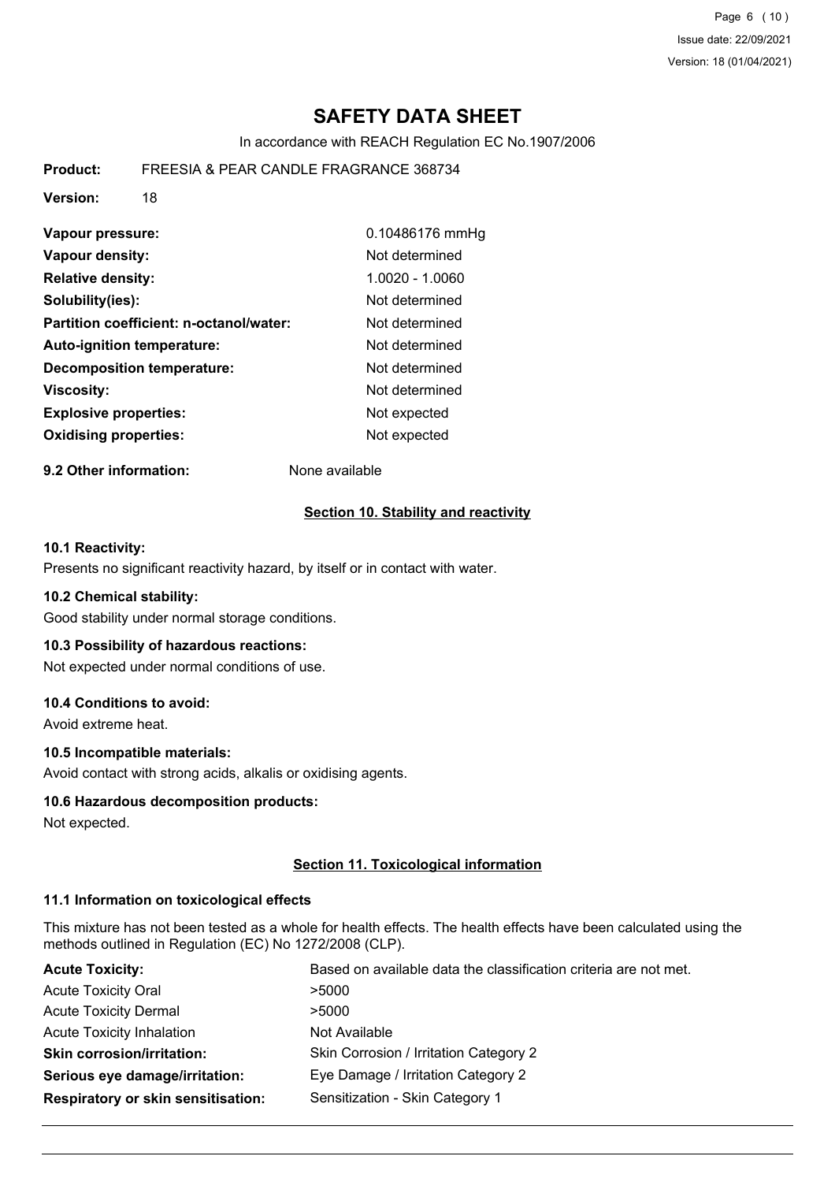# SAFETY DATA SHEET

In accordance with REACH Regulation EC No.1907/2006

**Product:** FREESIA & PEAR CANDLE FRAGRANCE 368734

**Version:** 18

| | |
|---|---|
| **Vapour pressure:** | 0.10486176 mmHg |
| **Vapour density:** | Not determined |
| **Relative density:** | 1.0020 - 1.0060 |
| **Solubility(ies):** | Not determined |
| **Partition coefficient: n-octanol/water:** | Not determined |
| **Auto-ignition temperature:** | Not determined |
| **Decomposition temperature:** | Not determined |
| **Viscosity:** | Not determined |
| **Explosive properties:** | Not expected |
| **Oxidising properties:** | Not expected |

**9.2 Other information:** None available

## Section 10. Stability and reactivity

### 10.1 Reactivity:

Presents no significant reactivity hazard, by itself or in contact with water.

### 10.2 Chemical stability:

Good stability under normal storage conditions.

### 10.3 Possibility of hazardous reactions:

Not expected under normal conditions of use.

### 10.4 Conditions to avoid:

Avoid extreme heat.

### 10.5 Incompatible materials:

Avoid contact with strong acids, alkalis or oxidising agents.

### 10.6 Hazardous decomposition products:

Not expected.

## Section 11. Toxicological information

### 11.1 Information on toxicological effects

This mixture has not been tested as a whole for health effects. The health effects have been calculated using the methods outlined in Regulation (EC) No 1272/2008 (CLP).

| | |
|---|---|
| **Acute Toxicity:** | Based on available data the classification criteria are not met. |
| Acute Toxicity Oral | >5000 |
| Acute Toxicity Dermal | >5000 |
| Acute Toxicity Inhalation | Not Available |
| **Skin corrosion/irritation:** | Skin Corrosion / Irritation Category 2 |
| **Serious eye damage/irritation:** | Eye Damage / Irritation Category 2 |
| **Respiratory or skin sensitisation:** | Sensitization - Skin Category 1 |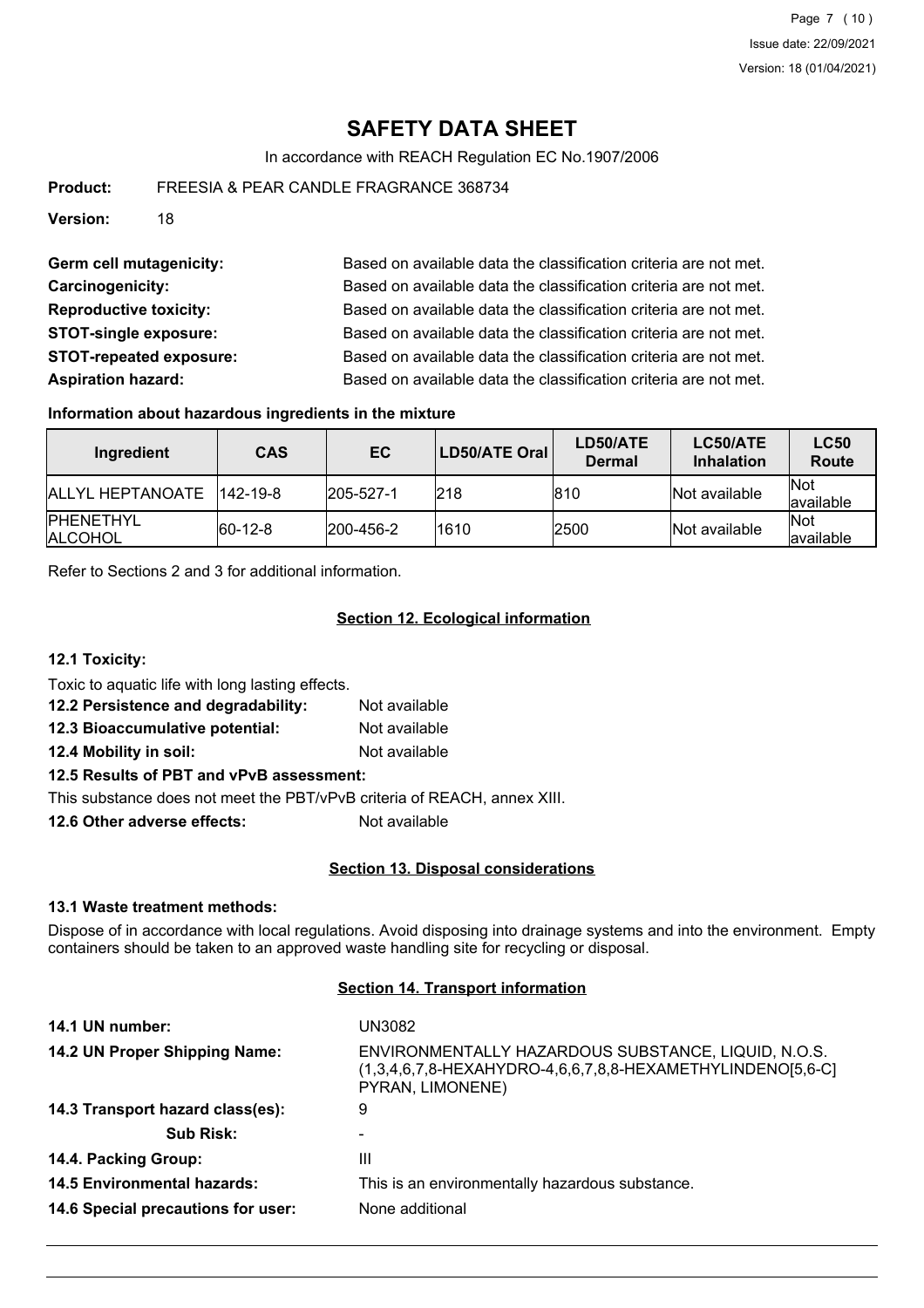# SAFETY DATA SHEET

In accordance with REACH Regulation EC No.1907/2006

**Product:** FREESIA & PEAR CANDLE FRAGRANCE 368734

**Version:** 18

**Germ cell mutagenicity:** Based on available data the classification criteria are not met.

**Carcinogenicity:** Based on available data the classification criteria are not met.

**Reproductive toxicity:** Based on available data the classification criteria are not met.

**STOT-single exposure:** Based on available data the classification criteria are not met.

**STOT-repeated exposure:** Based on available data the classification criteria are not met.

**Aspiration hazard:** Based on available data the classification criteria are not met.

### Information about hazardous ingredients in the mixture

| Ingredient | CAS | EC | LD50/ATE Oral | LD50/ATE Dermal | LC50/ATE Inhalation | LC50 Route |
|---|---|---|---|---|---|---|
| ALLYL HEPTANOATE | 142-19-8 | 205-527-1 | 218 | 810 | Not available | Not available |
| PHENETHYL ALCOHOL | 60-12-8 | 200-456-2 | 1610 | 2500 | Not available | Not available |

Refer to Sections 2 and 3 for additional information.

## Section 12. Ecological information

### 12.1 Toxicity:

Toxic to aquatic life with long lasting effects.

**12.2 Persistence and degradability:** Not available

**12.3 Bioaccumulative potential:** Not available

**12.4 Mobility in soil:** Not available

**12.5 Results of PBT and vPvB assessment:**

This substance does not meet the PBT/vPvB criteria of REACH, annex XIII.

**12.6 Other adverse effects:** Not available

## Section 13. Disposal considerations

### 13.1 Waste treatment methods:

Dispose of in accordance with local regulations. Avoid disposing into drainage systems and into the environment. Empty containers should be taken to an approved waste handling site for recycling or disposal.

## Section 14. Transport information

**14.1 UN number:** UN3082

**14.2 UN Proper Shipping Name:** ENVIRONMENTALLY HAZARDOUS SUBSTANCE, LIQUID, N.O.S. (1,3,4,6,7,8-HEXAHYDRO-4,6,6,7,8,8-HEXAMETHYLINDENO[5,6-C] PYRAN, LIMONENE)

**14.3 Transport hazard class(es):** 9

**Sub Risk:** -

**14.4. Packing Group:** III

**14.5 Environmental hazards:** This is an environmentally hazardous substance.

**14.6 Special precautions for user:** None additional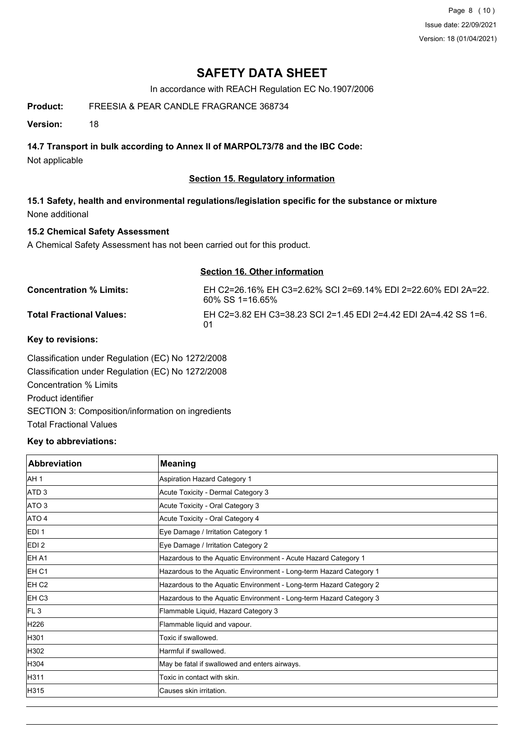# SAFETY DATA SHEET

In accordance with REACH Regulation EC No.1907/2006

**Product:** FREESIA & PEAR CANDLE FRAGRANCE 368734

**Version:** 18

### 14.7 Transport in bulk according to Annex II of MARPOL73/78 and the IBC Code:

Not applicable

## Section 15. Regulatory information

### 15.1 Safety, health and environmental regulations/legislation specific for the substance or mixture

None additional

### 15.2 Chemical Safety Assessment

A Chemical Safety Assessment has not been carried out for this product.

## Section 16. Other information

**Concentration % Limits:** EH C2=26.16% EH C3=2.62% SCI 2=69.14% EDI 2=22.60% EDI 2A=22.60% SS 1=16.65%

**Total Fractional Values:** EH C2=3.82 EH C3=38.23 SCI 2=1.45 EDI 2=4.42 EDI 2A=4.42 SS 1=6.01

### Key to revisions:

Classification under Regulation (EC) No 1272/2008
Classification under Regulation (EC) No 1272/2008
Concentration % Limits
Product identifier
SECTION 3: Composition/information on ingredients
Total Fractional Values

### Key to abbreviations:

| Abbreviation | Meaning |
|---|---|
| AH 1 | Aspiration Hazard Category 1 |
| ATD 3 | Acute Toxicity - Dermal Category 3 |
| ATO 3 | Acute Toxicity - Oral Category 3 |
| ATO 4 | Acute Toxicity - Oral Category 4 |
| EDI 1 | Eye Damage / Irritation Category 1 |
| EDI 2 | Eye Damage / Irritation Category 2 |
| EH A1 | Hazardous to the Aquatic Environment - Acute Hazard Category 1 |
| EH C1 | Hazardous to the Aquatic Environment - Long-term Hazard Category 1 |
| EH C2 | Hazardous to the Aquatic Environment - Long-term Hazard Category 2 |
| EH C3 | Hazardous to the Aquatic Environment - Long-term Hazard Category 3 |
| FL 3 | Flammable Liquid, Hazard Category 3 |
| H226 | Flammable liquid and vapour. |
| H301 | Toxic if swallowed. |
| H302 | Harmful if swallowed. |
| H304 | May be fatal if swallowed and enters airways. |
| H311 | Toxic in contact with skin. |
| H315 | Causes skin irritation. |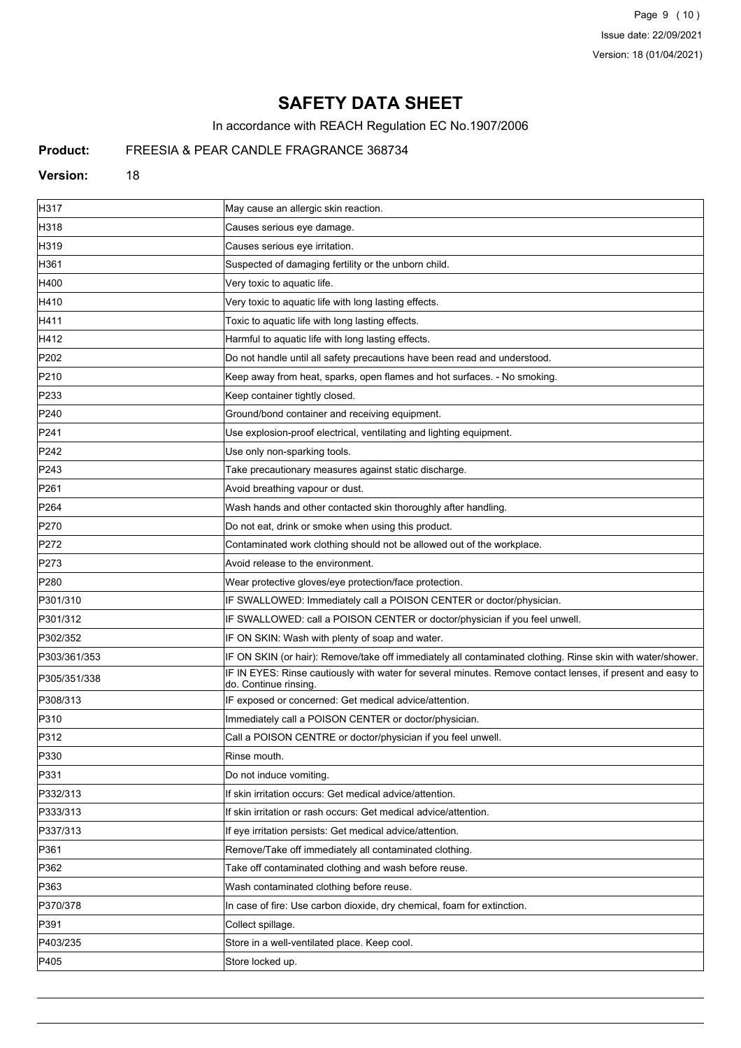# SAFETY DATA SHEET

In accordance with REACH Regulation EC No.1907/2006

**Product:** FREESIA & PEAR CANDLE FRAGRANCE 368734

**Version:** 18

| | |
|---|---|
| H317 | May cause an allergic skin reaction. |
| H318 | Causes serious eye damage. |
| H319 | Causes serious eye irritation. |
| H361 | Suspected of damaging fertility or the unborn child. |
| H400 | Very toxic to aquatic life. |
| H410 | Very toxic to aquatic life with long lasting effects. |
| H411 | Toxic to aquatic life with long lasting effects. |
| H412 | Harmful to aquatic life with long lasting effects. |
| P202 | Do not handle until all safety precautions have been read and understood. |
| P210 | Keep away from heat, sparks, open flames and hot surfaces. - No smoking. |
| P233 | Keep container tightly closed. |
| P240 | Ground/bond container and receiving equipment. |
| P241 | Use explosion-proof electrical, ventilating and lighting equipment. |
| P242 | Use only non-sparking tools. |
| P243 | Take precautionary measures against static discharge. |
| P261 | Avoid breathing vapour or dust. |
| P264 | Wash hands and other contacted skin thoroughly after handling. |
| P270 | Do not eat, drink or smoke when using this product. |
| P272 | Contaminated work clothing should not be allowed out of the workplace. |
| P273 | Avoid release to the environment. |
| P280 | Wear protective gloves/eye protection/face protection. |
| P301/310 | IF SWALLOWED: Immediately call a POISON CENTER or doctor/physician. |
| P301/312 | IF SWALLOWED: call a POISON CENTER or doctor/physician if you feel unwell. |
| P302/352 | IF ON SKIN: Wash with plenty of soap and water. |
| P303/361/353 | IF ON SKIN (or hair): Remove/take off immediately all contaminated clothing. Rinse skin with water/shower. |
| P305/351/338 | IF IN EYES: Rinse cautiously with water for several minutes. Remove contact lenses, if present and easy to do. Continue rinsing. |
| P308/313 | IF exposed or concerned: Get medical advice/attention. |
| P310 | Immediately call a POISON CENTER or doctor/physician. |
| P312 | Call a POISON CENTRE or doctor/physician if you feel unwell. |
| P330 | Rinse mouth. |
| P331 | Do not induce vomiting. |
| P332/313 | If skin irritation occurs: Get medical advice/attention. |
| P333/313 | If skin irritation or rash occurs: Get medical advice/attention. |
| P337/313 | If eye irritation persists: Get medical advice/attention. |
| P361 | Remove/Take off immediately all contaminated clothing. |
| P362 | Take off contaminated clothing and wash before reuse. |
| P363 | Wash contaminated clothing before reuse. |
| P370/378 | In case of fire: Use carbon dioxide, dry chemical, foam for extinction. |
| P391 | Collect spillage. |
| P403/235 | Store in a well-ventilated place. Keep cool. |
| P405 | Store locked up. |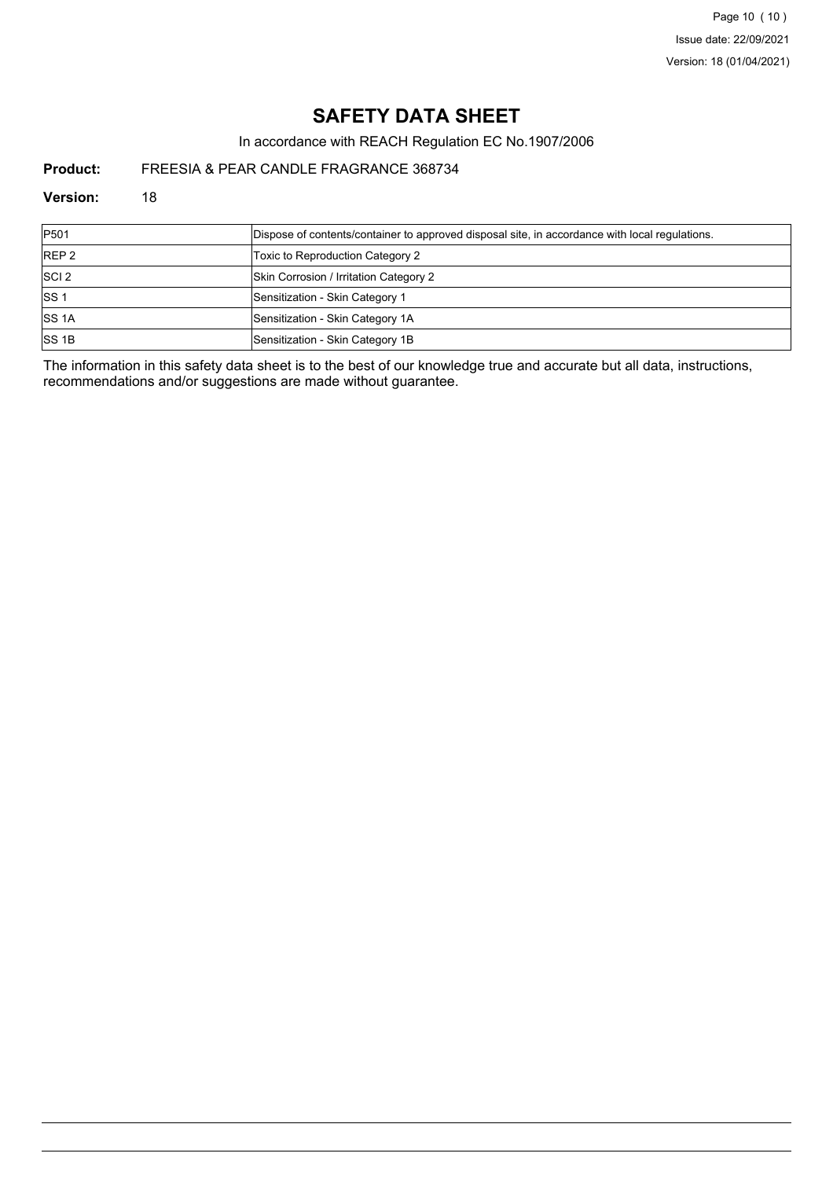# SAFETY DATA SHEET

In accordance with REACH Regulation EC No.1907/2006

**Product:** FREESIA & PEAR CANDLE FRAGRANCE 368734

**Version:** 18

| | |
|---|---|
| P501 | Dispose of contents/container to approved disposal site, in accordance with local regulations. |
| REP 2 | Toxic to Reproduction Category 2 |
| SCI 2 | Skin Corrosion / Irritation Category 2 |
| SS 1 | Sensitization - Skin Category 1 |
| SS 1A | Sensitization - Skin Category 1A |
| SS 1B | Sensitization - Skin Category 1B |

The information in this safety data sheet is to the best of our knowledge true and accurate but all data, instructions, recommendations and/or suggestions are made without guarantee.